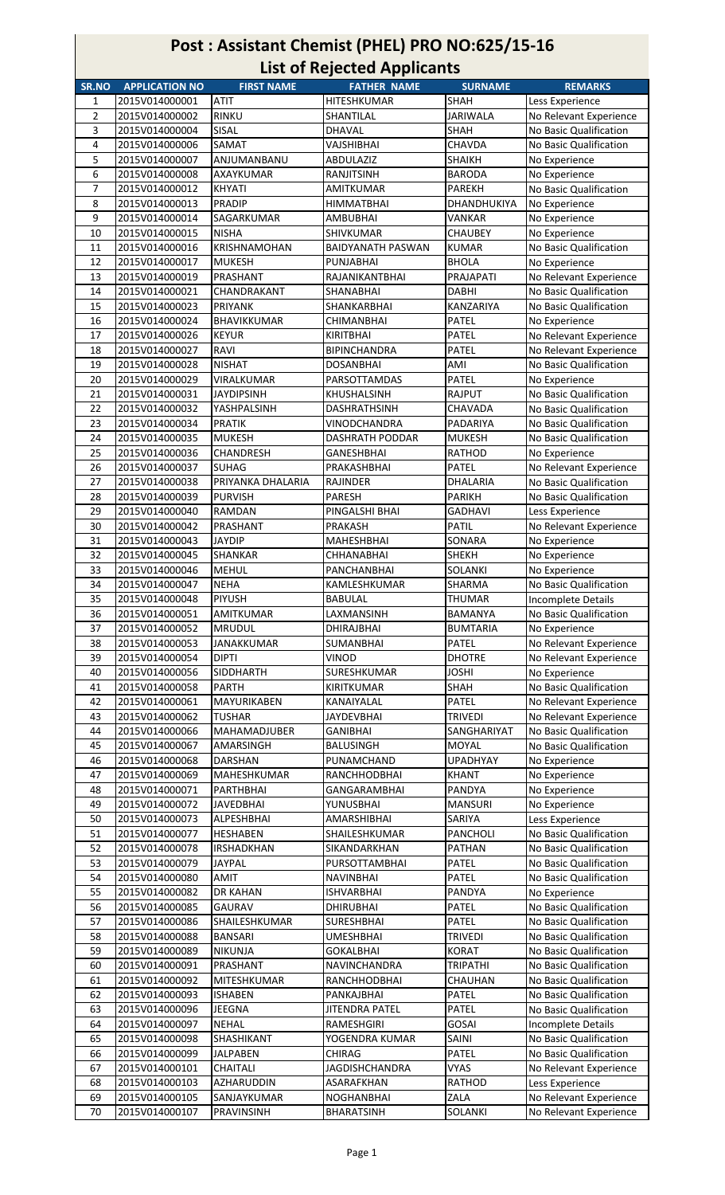# Post : Assistant Chemist (PHEL) PRO NO:625/15-16

## List of Rejected Applicants

| SR.NO | APPLICATION NO | FIRST NAME | FATHER NAME | SURNAME | REMARKS |
|---|---|---|---|---|---|
| 1 | 2015V014000001 | ATIT | HITESHKUMAR | SHAH | Less Experience |
| 2 | 2015V014000002 | RINKU | SHANTILAL | JARIWALA | No Relevant Experience |
| 3 | 2015V014000004 | SISAL | DHAVAL | SHAH | No Basic Qualification |
| 4 | 2015V014000006 | SAMAT | VAJSHIBHAI | CHAVDA | No Basic Qualification |
| 5 | 2015V014000007 | ANJUMANBANU | ABDULAZIZ | SHAIKH | No Experience |
| 6 | 2015V014000008 | AXAYKUMAR | RANJITSINH | BARODA | No Experience |
| 7 | 2015V014000012 | KHYATI | AMITKUMAR | PAREKH | No Basic Qualification |
| 8 | 2015V014000013 | PRADIP | HIMMATBHAI | DHANDHUKIYA | No Experience |
| 9 | 2015V014000014 | SAGARKUMAR | AMBUBHAI | VANKAR | No Experience |
| 10 | 2015V014000015 | NISHA | SHIVKUMAR | CHAUBEY | No Experience |
| 11 | 2015V014000016 | KRISHNAMOHAN | BAIDYANATH PASWAN | KUMAR | No Basic Qualification |
| 12 | 2015V014000017 | MUKESH | PUNJABHAI | BHOLA | No Experience |
| 13 | 2015V014000019 | PRASHANT | RAJANIKANTBHAI | PRAJAPATI | No Relevant Experience |
| 14 | 2015V014000021 | CHANDRAKANT | SHANABHAI | DABHI | No Basic Qualification |
| 15 | 2015V014000023 | PRIYANK | SHANKARBHAI | KANZARIYA | No Basic Qualification |
| 16 | 2015V014000024 | BHAVIKKUMAR | CHIMANBHAI | PATEL | No Experience |
| 17 | 2015V014000026 | KEYUR | KIRITBHAI | PATEL | No Relevant Experience |
| 18 | 2015V014000027 | RAVI | BIPINCHANDRA | PATEL | No Relevant Experience |
| 19 | 2015V014000028 | NISHAT | DOSANBHAI | AMI | No Basic Qualification |
| 20 | 2015V014000029 | VIRALKUMAR | PARSOTTAMDAS | PATEL | No Experience |
| 21 | 2015V014000031 | JAYDIPSINH | KHUSHALSINH | RAJPUT | No Basic Qualification |
| 22 | 2015V014000032 | YASHPALSINH | DASHRATHSINH | CHAVADA | No Basic Qualification |
| 23 | 2015V014000034 | PRATIK | VINODCHANDRA | PADARIYA | No Basic Qualification |
| 24 | 2015V014000035 | MUKESH | DASHRATH PODDAR | MUKESH | No Basic Qualification |
| 25 | 2015V014000036 | CHANDRESH | GANESHBHAI | RATHOD | No Experience |
| 26 | 2015V014000037 | SUHAG | PRAKASHBHAI | PATEL | No Relevant Experience |
| 27 | 2015V014000038 | PRIYANKA DHALARIA | RAJINDER | DHALARIA | No Basic Qualification |
| 28 | 2015V014000039 | PURVISH | PARESH | PARIKH | No Basic Qualification |
| 29 | 2015V014000040 | RAMDAN | PINGALSHI BHAI | GADHAVI | Less Experience |
| 30 | 2015V014000042 | PRASHANT | PRAKASH | PATIL | No Relevant Experience |
| 31 | 2015V014000043 | JAYDIP | MAHESHBHAI | SONARA | No Experience |
| 32 | 2015V014000045 | SHANKAR | CHHANABHAI | SHEKH | No Experience |
| 33 | 2015V014000046 | MEHUL | PANCHANBHAI | SOLANKI | No Experience |
| 34 | 2015V014000047 | NEHA | KAMLESHKUMAR | SHARMA | No Basic Qualification |
| 35 | 2015V014000048 | PIYUSH | BABULAL | THUMAR | Incomplete Details |
| 36 | 2015V014000051 | AMITKUMAR | LAXMANSINH | BAMANYA | No Basic Qualification |
| 37 | 2015V014000052 | MRUDUL | DHIRAJBHAI | BUMTARIA | No Experience |
| 38 | 2015V014000053 | JANAKKUMAR | SUMANBHAI | PATEL | No Relevant Experience |
| 39 | 2015V014000054 | DIPTI | VINOD | DHOTRE | No Relevant Experience |
| 40 | 2015V014000056 | SIDDHARTH | SURESHKUMAR | JOSHI | No Experience |
| 41 | 2015V014000058 | PARTH | KIRITKUMAR | SHAH | No Basic Qualification |
| 42 | 2015V014000061 | MAYURIKABEN | KANAIYALAL | PATEL | No Relevant Experience |
| 43 | 2015V014000062 | TUSHAR | JAYDEVBHAI | TRIVEDI | No Relevant Experience |
| 44 | 2015V014000066 | MAHAMADJUBER | GANIBHAI | SANGHARIYAT | No Basic Qualification |
| 45 | 2015V014000067 | AMARSINGH | BALUSINGH | MOYAL | No Basic Qualification |
| 46 | 2015V014000068 | DARSHAN | PUNAMCHAND | UPADHYAY | No Experience |
| 47 | 2015V014000069 | MAHESHKUMAR | RANCHHODBHAI | KHANT | No Experience |
| 48 | 2015V014000071 | PARTHBHAI | GANGARAMBHAI | PANDYA | No Experience |
| 49 | 2015V014000072 | JAVEDBHAI | YUNUSBHAI | MANSURI | No Experience |
| 50 | 2015V014000073 | ALPESHBHAI | AMARSHIBHAI | SARIYA | Less Experience |
| 51 | 2015V014000077 | HESHABEN | SHAILESHKUMAR | PANCHOLI | No Basic Qualification |
| 52 | 2015V014000078 | IRSHADKHAN | SIKANDARKHAN | PATHAN | No Basic Qualification |
| 53 | 2015V014000079 | JAYPAL | PURSOTTAMBHAI | PATEL | No Basic Qualification |
| 54 | 2015V014000080 | AMIT | NAVINBHAI | PATEL | No Basic Qualification |
| 55 | 2015V014000082 | DR KAHAN | ISHVARBHAI | PANDYA | No Experience |
| 56 | 2015V014000085 | GAURAV | DHIRUBHAI | PATEL | No Basic Qualification |
| 57 | 2015V014000086 | SHAILESHKUMAR | SURESHBHAI | PATEL | No Basic Qualification |
| 58 | 2015V014000088 | BANSARI | UMESHBHAI | TRIVEDI | No Basic Qualification |
| 59 | 2015V014000089 | NIKUNJA | GOKALBHAI | KORAT | No Basic Qualification |
| 60 | 2015V014000091 | PRASHANT | NAVINCHANDRA | TRIPATHI | No Basic Qualification |
| 61 | 2015V014000092 | MITESHKUMAR | RANCHHODBHAI | CHAUHAN | No Basic Qualification |
| 62 | 2015V014000093 | ISHABEN | PANKAJBHAI | PATEL | No Basic Qualification |
| 63 | 2015V014000096 | JEEGNA | JITENDRA PATEL | PATEL | No Basic Qualification |
| 64 | 2015V014000097 | NEHAL | RAMESHGIRI | GOSAI | Incomplete Details |
| 65 | 2015V014000098 | SHASHIKANT | YOGENDRA KUMAR | SAINI | No Basic Qualification |
| 66 | 2015V014000099 | JALPABEN | CHIRAG | PATEL | No Basic Qualification |
| 67 | 2015V014000101 | CHAITALI | JAGDISHCHANDRA | VYAS | No Relevant Experience |
| 68 | 2015V014000103 | AZHARUDDIN | ASARAFKHAN | RATHOD | Less Experience |
| 69 | 2015V014000105 | SANJAYKUMAR | NOGHANBHAI | ZALA | No Relevant Experience |
| 70 | 2015V014000107 | PRAVINSINH | BHARATSINH | SOLANKI | No Relevant Experience |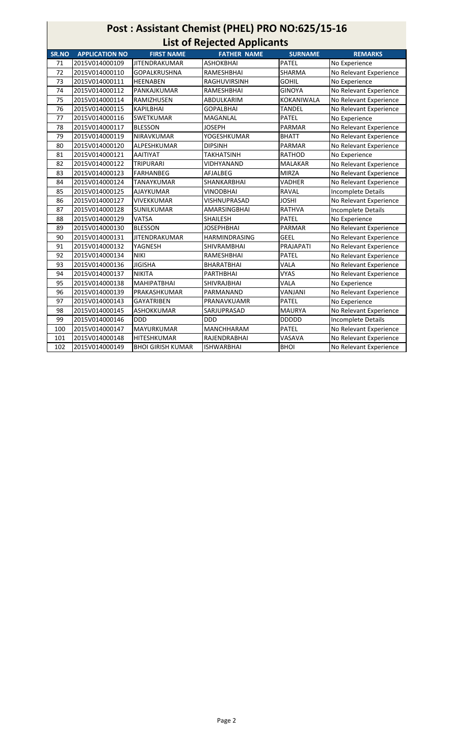# Post : Assistant Chemist (PHEL) PRO NO:625/15-16

## List of Rejected Applicants

| SR.NO | APPLICATION NO | FIRST NAME | FATHER NAME | SURNAME | REMARKS |
|---|---|---|---|---|---|
| 71 | 2015V014000109 | JITENDRAKUMAR | ASHOKBHAI | PATEL | No Experience |
| 72 | 2015V014000110 | GOPALKRUSHNA | RAMESHBHAI | SHARMA | No Relevant Experience |
| 73 | 2015V014000111 | HEENABEN | RAGHUVIRSINH | GOHIL | No Experience |
| 74 | 2015V014000112 | PANKAJKUMAR | RAMESHBHAI | GINOYA | No Relevant Experience |
| 75 | 2015V014000114 | RAMIZHUSEN | ABDULKARIM | KOKANIWALA | No Relevant Experience |
| 76 | 2015V014000115 | KAPILBHAI | GOPALBHAI | TANDEL | No Relevant Experience |
| 77 | 2015V014000116 | SWETKUMAR | MAGANLAL | PATEL | No Experience |
| 78 | 2015V014000117 | BLESSON | JOSEPH | PARMAR | No Relevant Experience |
| 79 | 2015V014000119 | NIRAVKUMAR | YOGESHKUMAR | BHATT | No Relevant Experience |
| 80 | 2015V014000120 | ALPESHKUMAR | DIPSINH | PARMAR | No Relevant Experience |
| 81 | 2015V014000121 | AAITIYAT | TAKHATSINH | RATHOD | No Experience |
| 82 | 2015V014000122 | TRIPURARI | VIDHYANAND | MALAKAR | No Relevant Experience |
| 83 | 2015V014000123 | FARHANBEG | AFJALBEG | MIRZA | No Relevant Experience |
| 84 | 2015V014000124 | TANAYKUMAR | SHANKARBHAI | VADHER | No Relevant Experience |
| 85 | 2015V014000125 | AJAYKUMAR | VINODBHAI | RAVAL | Incomplete Details |
| 86 | 2015V014000127 | VIVEKKUMAR | VISHNUPRASAD | JOSHI | No Relevant Experience |
| 87 | 2015V014000128 | SUNILKUMAR | AMARSINGBHAI | RATHVA | Incomplete Details |
| 88 | 2015V014000129 | VATSA | SHAILESH | PATEL | No Experience |
| 89 | 2015V014000130 | BLESSON | JOSEPHBHAI | PARMAR | No Relevant Experience |
| 90 | 2015V014000131 | JITENDRAKUMAR | HARMINDRASING | GEEL | No Relevant Experience |
| 91 | 2015V014000132 | YAGNESH | SHIVRAMBHAI | PRAJAPATI | No Relevant Experience |
| 92 | 2015V014000134 | NIKI | RAMESHBHAI | PATEL | No Relevant Experience |
| 93 | 2015V014000136 | JIGISHA | BHARATBHAI | VALA | No Relevant Experience |
| 94 | 2015V014000137 | NIKITA | PARTHBHAI | VYAS | No Relevant Experience |
| 95 | 2015V014000138 | MAHIPATBHAI | SHIVRAJBHAI | VALA | No Experience |
| 96 | 2015V014000139 | PRAKASHKUMAR | PARMANAND | VANJANI | No Relevant Experience |
| 97 | 2015V014000143 | GAYATRIBEN | PRANAVKUAMR | PATEL | No Experience |
| 98 | 2015V014000145 | ASHOKKUMAR | SARJUPRASAD | MAURYA | No Relevant Experience |
| 99 | 2015V014000146 | DDD | DDD | DDDDD | Incomplete Details |
| 100 | 2015V014000147 | MAYURKUMAR | MANCHHARAM | PATEL | No Relevant Experience |
| 101 | 2015V014000148 | HITESHKUMAR | RAJENDRABHAI | VASAVA | No Relevant Experience |
| 102 | 2015V014000149 | BHOI GIRISH KUMAR | ISHWARBHAI | BHOI | No Relevant Experience |